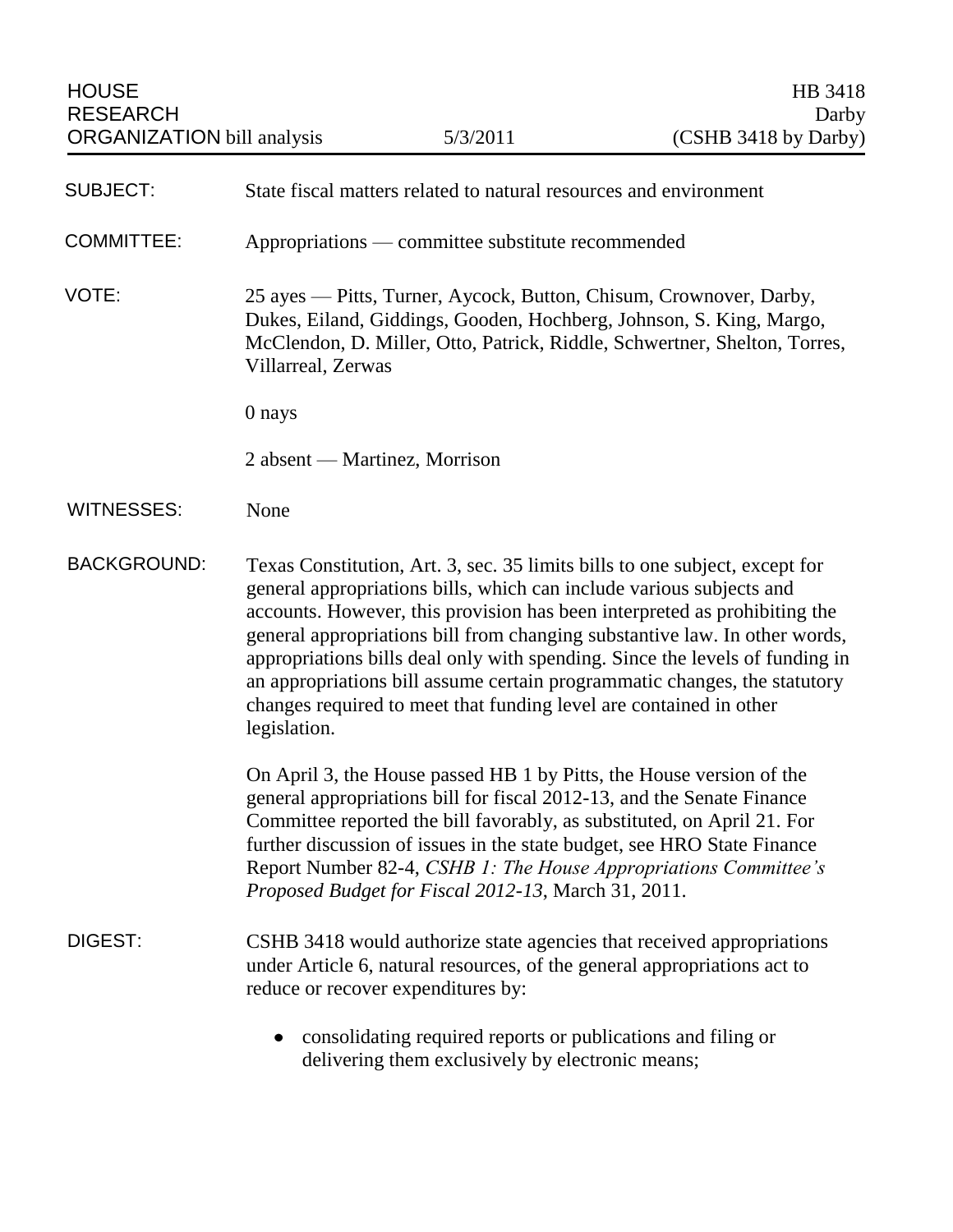HOUSE RESEARCH ORGANIZATION bill analysis | 5/3/2011 | HB 3418 Darby (CSHB 3418 by Darby)

| | |
|---|---|
| SUBJECT: | State fiscal matters related to natural resources and environment |
| COMMITTEE: | Appropriations — committee substitute recommended |
| VOTE: | 25 ayes — Pitts, Turner, Aycock, Button, Chisum, Crownover, Darby, Dukes, Eiland, Giddings, Gooden, Hochberg, Johnson, S. King, Margo, McClendon, D. Miller, Otto, Patrick, Riddle, Schwertner, Shelton, Torres, Villarreal, Zerwas |
| | 0 nays |
| | 2 absent — Martinez, Morrison |
| WITNESSES: | None |

**BACKGROUND:**

Texas Constitution, Art. 3, sec. 35 limits bills to one subject, except for general appropriations bills, which can include various subjects and accounts. However, this provision has been interpreted as prohibiting the general appropriations bill from changing substantive law. In other words, appropriations bills deal only with spending. Since the levels of funding in an appropriations bill assume certain programmatic changes, the statutory changes required to meet that funding level are contained in other legislation.

On April 3, the House passed HB 1 by Pitts, the House version of the general appropriations bill for fiscal 2012-13, and the Senate Finance Committee reported the bill favorably, as substituted, on April 21. For further discussion of issues in the state budget, see HRO State Finance Report Number 82-4, *CSHB 1: The House Appropriations Committee's Proposed Budget for Fiscal 2012-13*, March 31, 2011.

**DIGEST:**

CSHB 3418 would authorize state agencies that received appropriations under Article 6, natural resources, of the general appropriations act to reduce or recover expenditures by:

- consolidating required reports or publications and filing or delivering them exclusively by electronic means;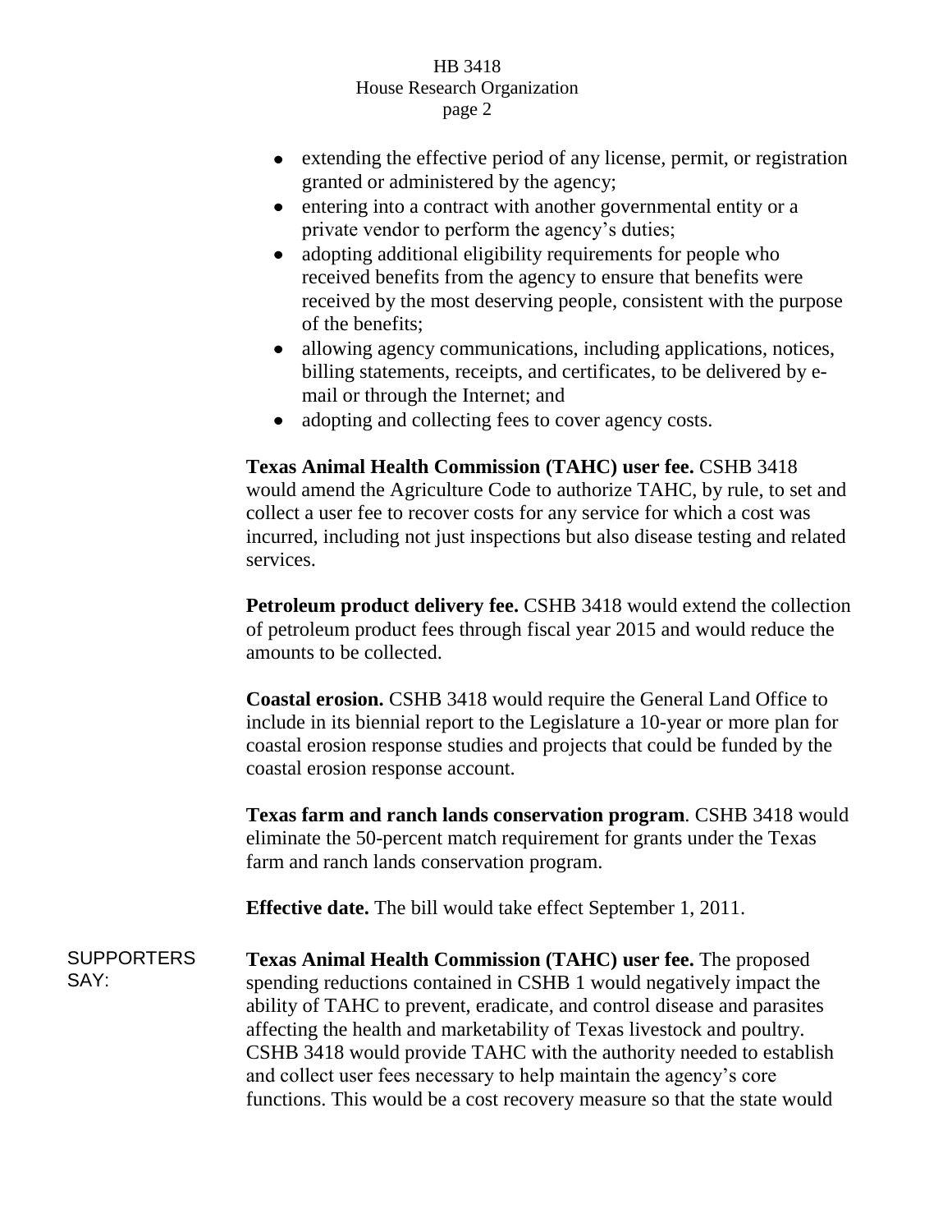- extending the effective period of any license, permit, or registration granted or administered by the agency;
- entering into a contract with another governmental entity or a private vendor to perform the agency's duties;
- adopting additional eligibility requirements for people who received benefits from the agency to ensure that benefits were received by the most deserving people, consistent with the purpose of the benefits;
- allowing agency communications, including applications, notices, billing statements, receipts, and certificates, to be delivered by e-mail or through the Internet; and
- adopting and collecting fees to cover agency costs.

**Texas Animal Health Commission (TAHC) user fee.** CSHB 3418 would amend the Agriculture Code to authorize TAHC, by rule, to set and collect a user fee to recover costs for any service for which a cost was incurred, including not just inspections but also disease testing and related services.

**Petroleum product delivery fee.** CSHB 3418 would extend the collection of petroleum product fees through fiscal year 2015 and would reduce the amounts to be collected.

**Coastal erosion.** CSHB 3418 would require the General Land Office to include in its biennial report to the Legislature a 10-year or more plan for coastal erosion response studies and projects that could be funded by the coastal erosion response account.

**Texas farm and ranch lands conservation program**. CSHB 3418 would eliminate the 50-percent match requirement for grants under the Texas farm and ranch lands conservation program.

**Effective date.** The bill would take effect September 1, 2011.

SUPPORTERS SAY:

**Texas Animal Health Commission (TAHC) user fee.** The proposed spending reductions contained in CSHB 1 would negatively impact the ability of TAHC to prevent, eradicate, and control disease and parasites affecting the health and marketability of Texas livestock and poultry. CSHB 3418 would provide TAHC with the authority needed to establish and collect user fees necessary to help maintain the agency's core functions. This would be a cost recovery measure so that the state would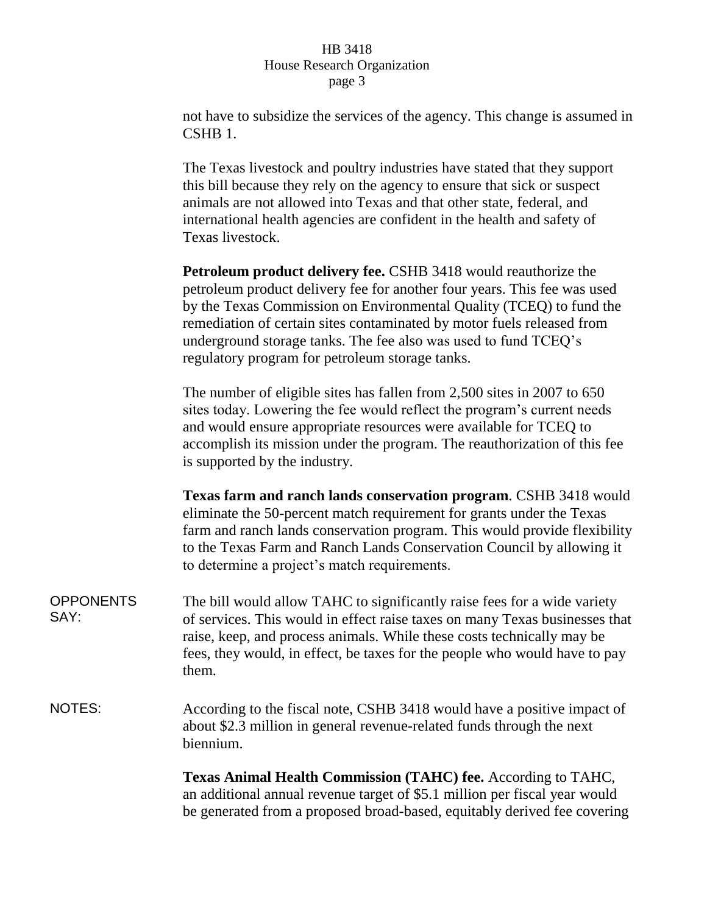not have to subsidize the services of the agency. This change is assumed in CSHB 1.

The Texas livestock and poultry industries have stated that they support this bill because they rely on the agency to ensure that sick or suspect animals are not allowed into Texas and that other state, federal, and international health agencies are confident in the health and safety of Texas livestock.

**Petroleum product delivery fee.** CSHB 3418 would reauthorize the petroleum product delivery fee for another four years. This fee was used by the Texas Commission on Environmental Quality (TCEQ) to fund the remediation of certain sites contaminated by motor fuels released from underground storage tanks. The fee also was used to fund TCEQ's regulatory program for petroleum storage tanks.

The number of eligible sites has fallen from 2,500 sites in 2007 to 650 sites today. Lowering the fee would reflect the program's current needs and would ensure appropriate resources were available for TCEQ to accomplish its mission under the program. The reauthorization of this fee is supported by the industry.

**Texas farm and ranch lands conservation program**. CSHB 3418 would eliminate the 50-percent match requirement for grants under the Texas farm and ranch lands conservation program. This would provide flexibility to the Texas Farm and Ranch Lands Conservation Council by allowing it to determine a project's match requirements.

OPPONENTS SAY: The bill would allow TAHC to significantly raise fees for a wide variety of services. This would in effect raise taxes on many Texas businesses that raise, keep, and process animals. While these costs technically may be fees, they would, in effect, be taxes for the people who would have to pay them.

NOTES: According to the fiscal note, CSHB 3418 would have a positive impact of about $2.3 million in general revenue-related funds through the next biennium.

**Texas Animal Health Commission (TAHC) fee.** According to TAHC, an additional annual revenue target of $5.1 million per fiscal year would be generated from a proposed broad-based, equitably derived fee covering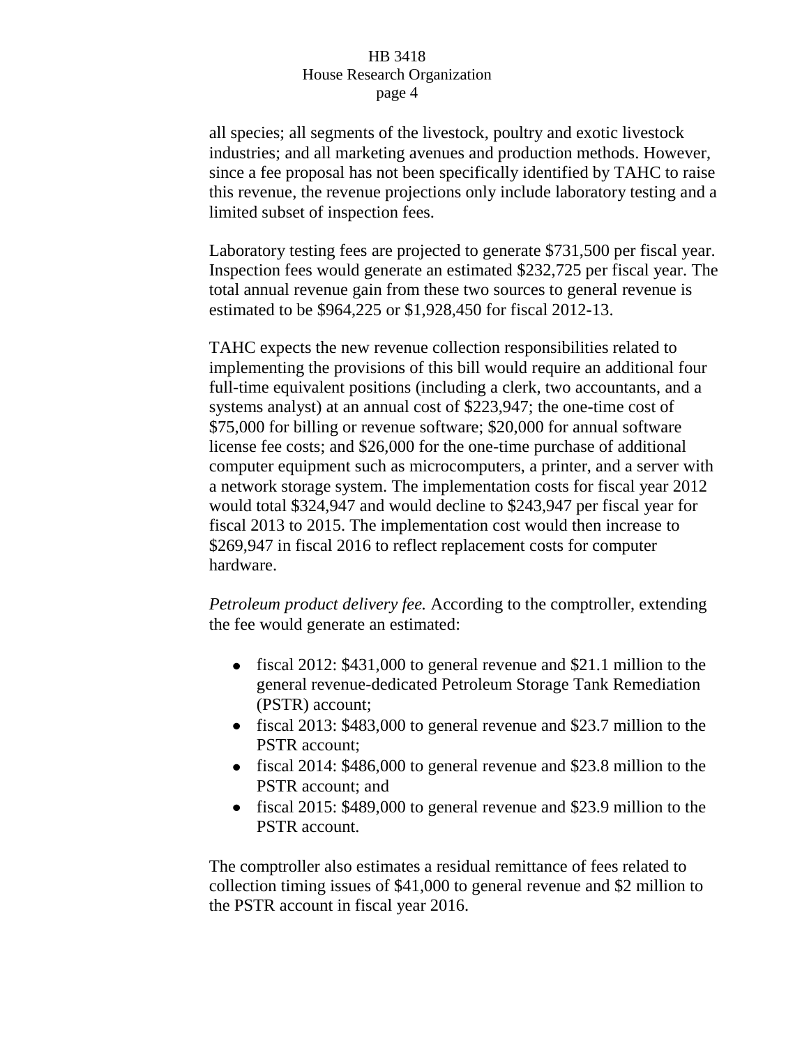all species; all segments of the livestock, poultry and exotic livestock industries; and all marketing avenues and production methods. However, since a fee proposal has not been specifically identified by TAHC to raise this revenue, the revenue projections only include laboratory testing and a limited subset of inspection fees.

Laboratory testing fees are projected to generate $731,500 per fiscal year. Inspection fees would generate an estimated $232,725 per fiscal year. The total annual revenue gain from these two sources to general revenue is estimated to be $964,225 or $1,928,450 for fiscal 2012-13.

TAHC expects the new revenue collection responsibilities related to implementing the provisions of this bill would require an additional four full-time equivalent positions (including a clerk, two accountants, and a systems analyst) at an annual cost of $223,947; the one-time cost of $75,000 for billing or revenue software; $20,000 for annual software license fee costs; and $26,000 for the one-time purchase of additional computer equipment such as microcomputers, a printer, and a server with a network storage system. The implementation costs for fiscal year 2012 would total $324,947 and would decline to $243,947 per fiscal year for fiscal 2013 to 2015. The implementation cost would then increase to $269,947 in fiscal 2016 to reflect replacement costs for computer hardware.

*Petroleum product delivery fee.* According to the comptroller, extending the fee would generate an estimated:

- fiscal 2012: $431,000 to general revenue and $21.1 million to the general revenue-dedicated Petroleum Storage Tank Remediation (PSTR) account;
- fiscal 2013: $483,000 to general revenue and $23.7 million to the PSTR account;
- fiscal 2014: $486,000 to general revenue and $23.8 million to the PSTR account; and
- fiscal 2015: $489,000 to general revenue and $23.9 million to the PSTR account.

The comptroller also estimates a residual remittance of fees related to collection timing issues of $41,000 to general revenue and $2 million to the PSTR account in fiscal year 2016.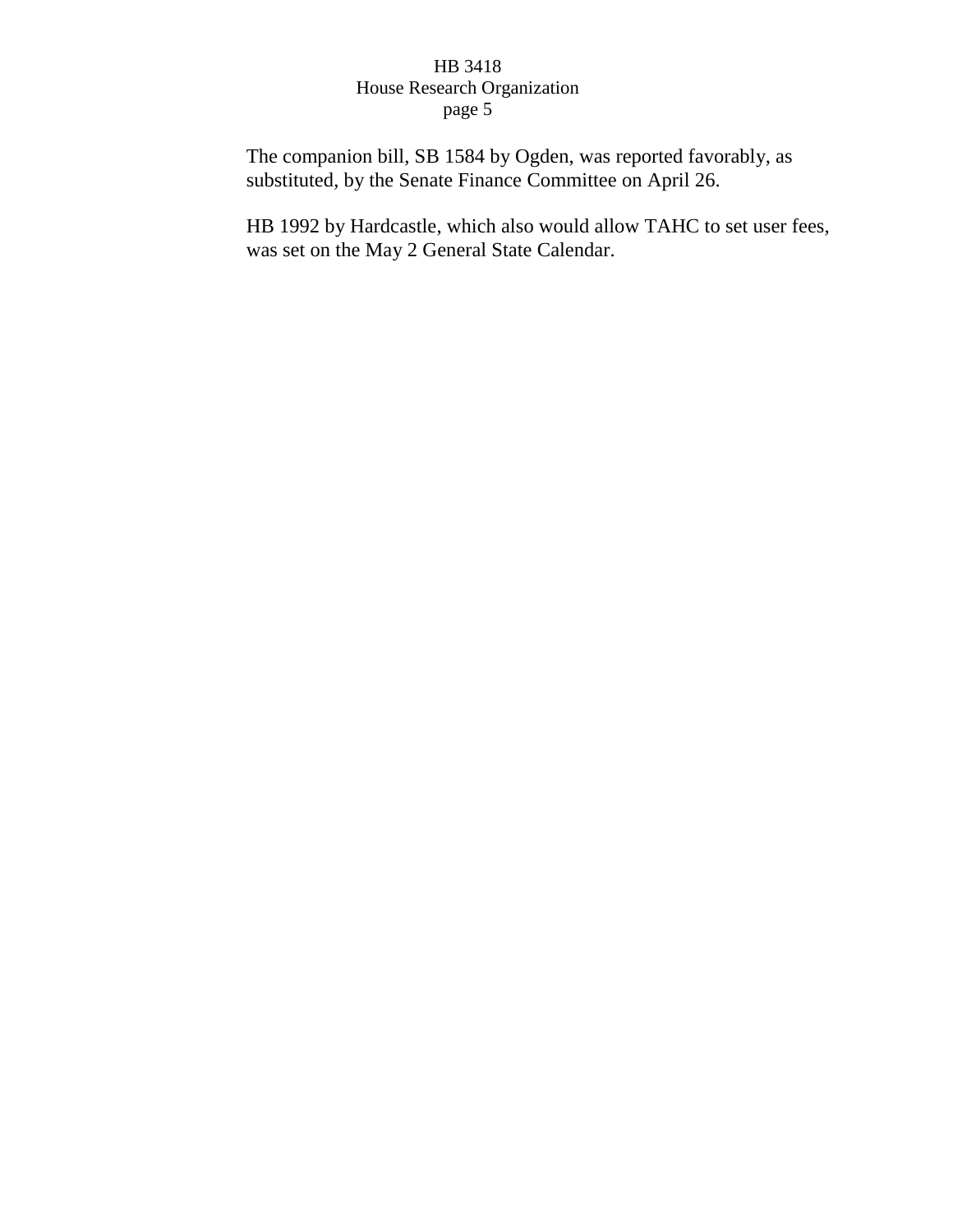The companion bill, SB 1584 by Ogden, was reported favorably, as substituted, by the Senate Finance Committee on April 26.

HB 1992 by Hardcastle, which also would allow TAHC to set user fees, was set on the May 2 General State Calendar.